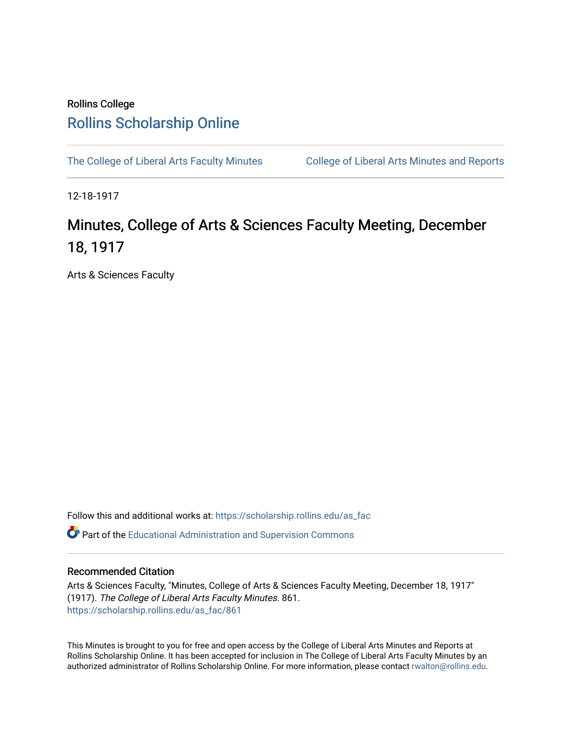Rollins College

# Rollins Scholarship Online

The College of Liberal Arts Faculty Minutes | College of Liberal Arts Minutes and Reports

12-18-1917

## Minutes, College of Arts & Sciences Faculty Meeting, December 18, 1917

Arts & Sciences Faculty

Follow this and additional works at: https://scholarship.rollins.edu/as_fac

Part of the Educational Administration and Supervision Commons

### Recommended Citation

Arts & Sciences Faculty, "Minutes, College of Arts & Sciences Faculty Meeting, December 18, 1917" (1917). *The College of Liberal Arts Faculty Minutes*. 861.
https://scholarship.rollins.edu/as_fac/861

This Minutes is brought to you for free and open access by the College of Liberal Arts Minutes and Reports at Rollins Scholarship Online. It has been accepted for inclusion in The College of Liberal Arts Faculty Minutes by an authorized administrator of Rollins Scholarship Online. For more information, please contact rwalton@rollins.edu.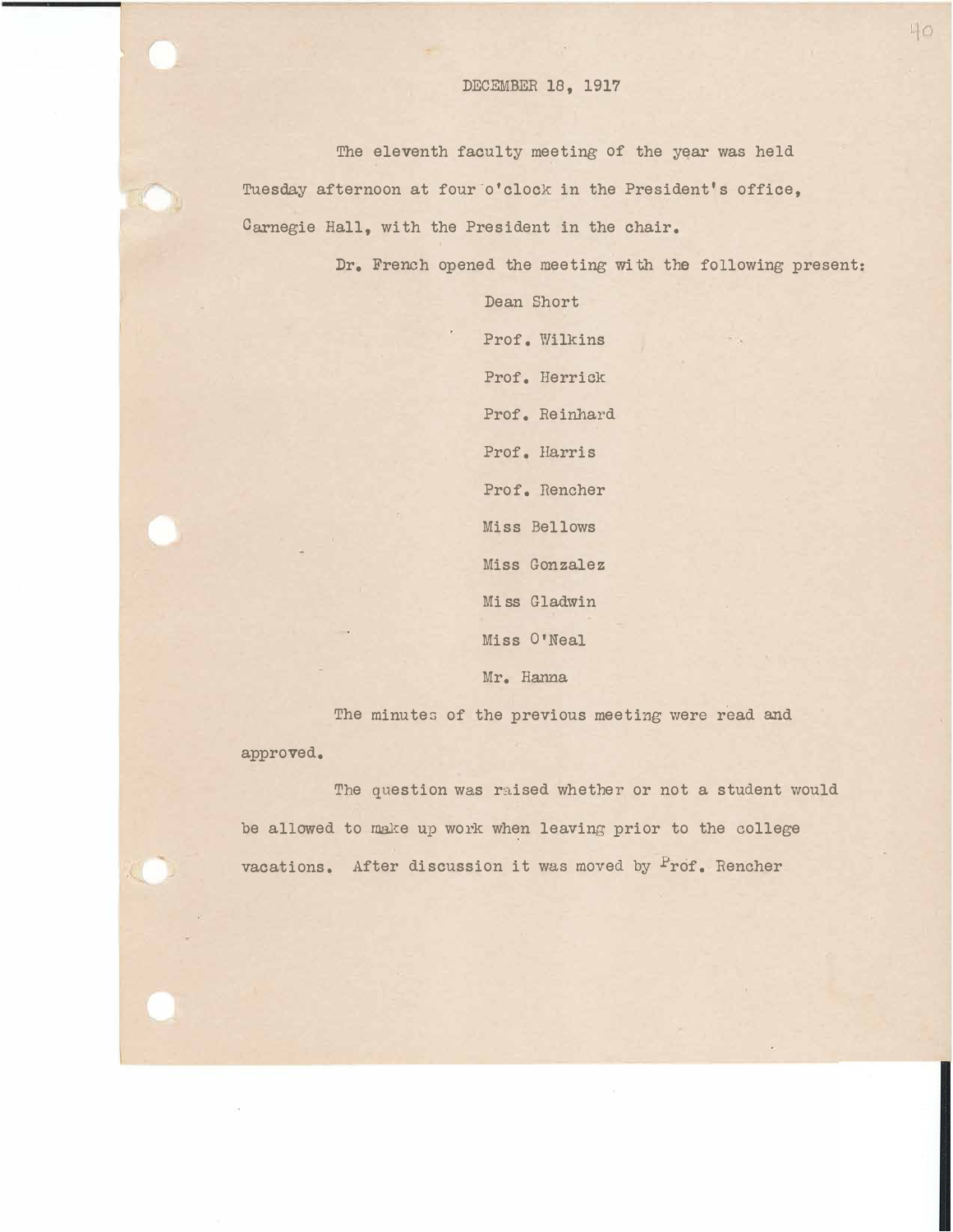DECEMBER 18, 1917

The eleventh faculty meeting of the year was held Tuesday afternoon at four o'clock in the President's office, Carnegie Hall, with the President in the chair.

Dr. French opened the meeting with the following present:

Dean Short
Prof. Wilkins
Prof. Herrick
Prof. Reinhard
Prof. Harris
Prof. Rencher
Miss Bellows
Miss Gonzalez
Miss Gladwin
Miss O'Neal
Mr. Hanna

The minutes of the previous meeting were read and approved.

The question was raised whether or not a student would be allowed to make up work when leaving prior to the college vacations. After discussion it was moved by Prof. Rencher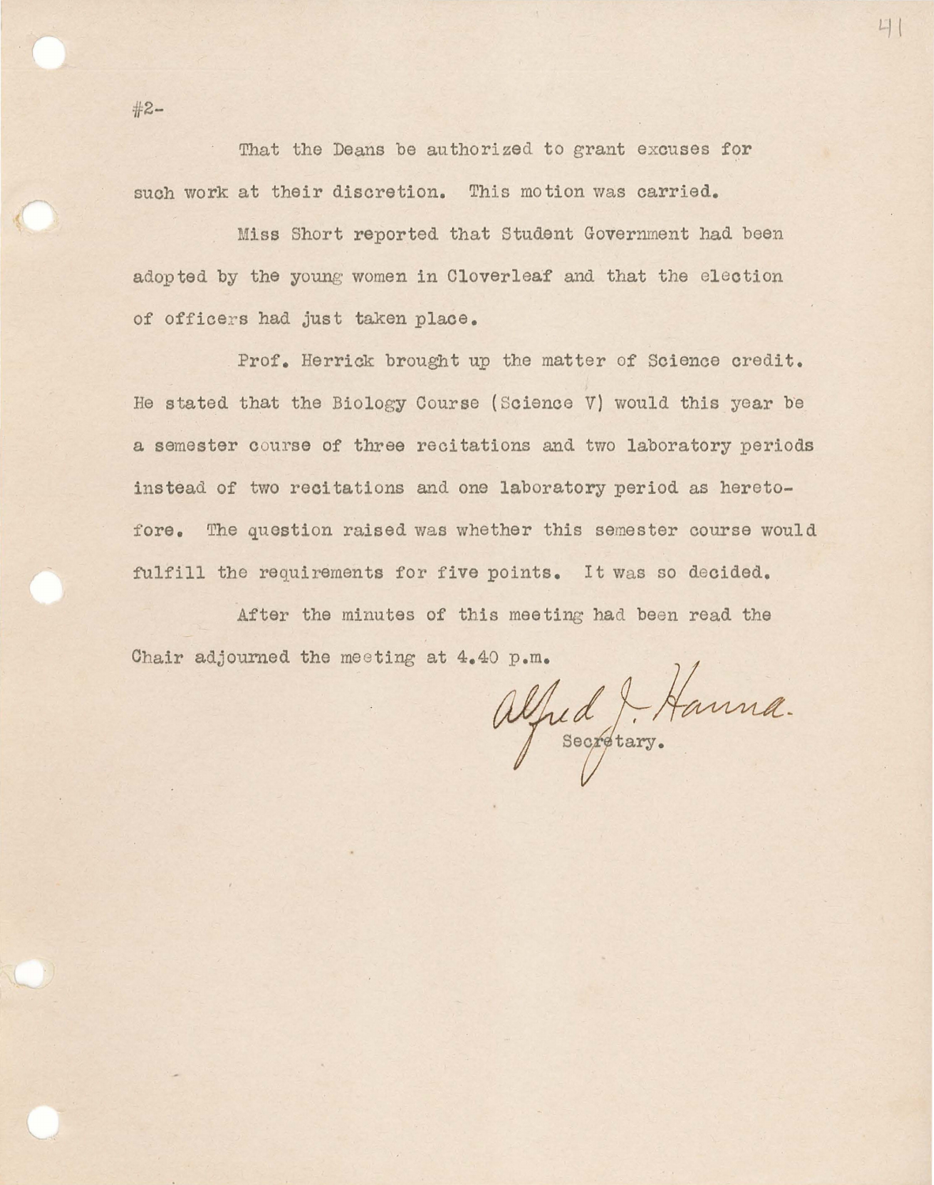#2-

That the Deans be authorized to grant excuses for such work at their discretion. This motion was carried.

Miss Short reported that Student Government had been adopted by the young women in Cloverleaf and that the election of officers had just taken place.

Prof. Herrick brought up the matter of Science credit. He stated that the Biology Course (Science V) would this year be a semester course of three recitations and two laboratory periods instead of two recitations and one laboratory period as heretofore. The question raised was whether this semester course would fulfill the requirements for five points. It was so decided.

After the minutes of this meeting had been read the Chair adjourned the meeting at 4.40 p.m.

Alfred J. Hanna
Secretary.